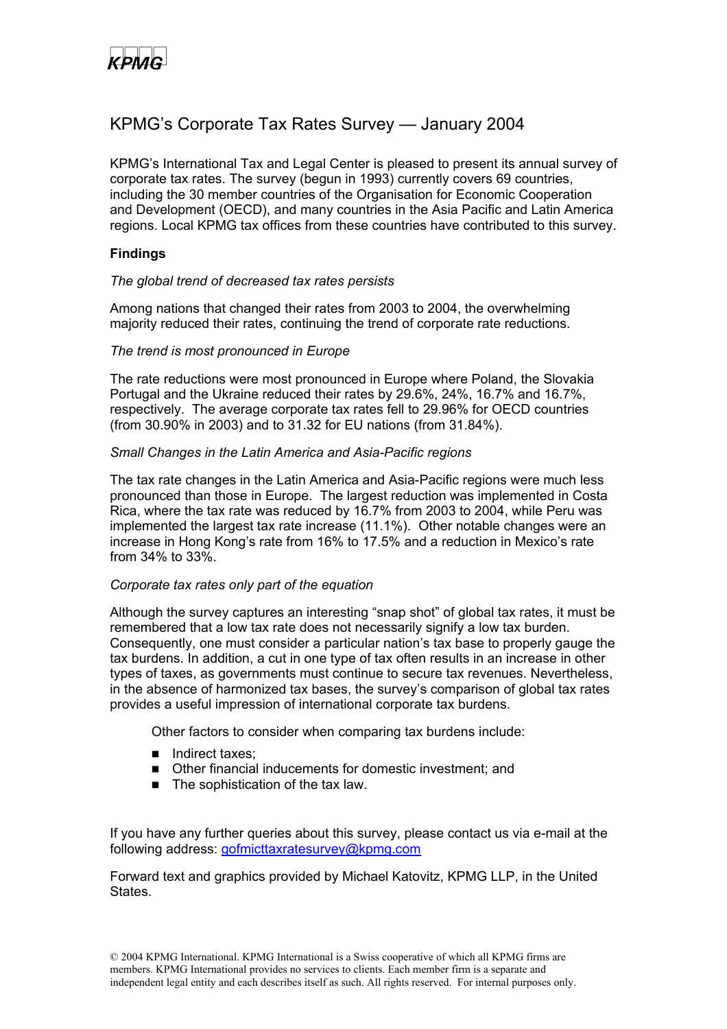KPMG

# KPMG's Corporate Tax Rates Survey — January 2004

KPMG's International Tax and Legal Center is pleased to present its annual survey of corporate tax rates. The survey (begun in 1993) currently covers 69 countries, including the 30 member countries of the Organisation for Economic Cooperation and Development (OECD), and many countries in the Asia Pacific and Latin America regions. Local KPMG tax offices from these countries have contributed to this survey.

**Findings**

*The global trend of decreased tax rates persists*

Among nations that changed their rates from 2003 to 2004, the overwhelming majority reduced their rates, continuing the trend of corporate rate reductions.

*The trend is most pronounced in Europe*

The rate reductions were most pronounced in Europe where Poland, the Slovakia Portugal and the Ukraine reduced their rates by 29.6%, 24%, 16.7% and 16.7%, respectively. The average corporate tax rates fell to 29.96% for OECD countries (from 30.90% in 2003) and to 31.32 for EU nations (from 31.84%).

*Small Changes in the Latin America and Asia-Pacific regions*

The tax rate changes in the Latin America and Asia-Pacific regions were much less pronounced than those in Europe. The largest reduction was implemented in Costa Rica, where the tax rate was reduced by 16.7% from 2003 to 2004, while Peru was implemented the largest tax rate increase (11.1%). Other notable changes were an increase in Hong Kong's rate from 16% to 17.5% and a reduction in Mexico's rate from 34% to 33%.

*Corporate tax rates only part of the equation*

Although the survey captures an interesting "snap shot" of global tax rates, it must be remembered that a low tax rate does not necessarily signify a low tax burden. Consequently, one must consider a particular nation's tax base to properly gauge the tax burdens. In addition, a cut in one type of tax often results in an increase in other types of taxes, as governments must continue to secure tax revenues. Nevertheless, in the absence of harmonized tax bases, the survey's comparison of global tax rates provides a useful impression of international corporate tax burdens.

Other factors to consider when comparing tax burdens include:

- Indirect taxes;
- Other financial inducements for domestic investment; and
- The sophistication of the tax law.

If you have any further queries about this survey, please contact us via e-mail at the following address: gofmicttaxratesurvey@kpmg.com

Forward text and graphics provided by Michael Katovitz, KPMG LLP, in the United States.

© 2004 KPMG International. KPMG International is a Swiss cooperative of which all KPMG firms are members. KPMG International provides no services to clients. Each member firm is a separate and independent legal entity and each describes itself as such. All rights reserved. For internal purposes only.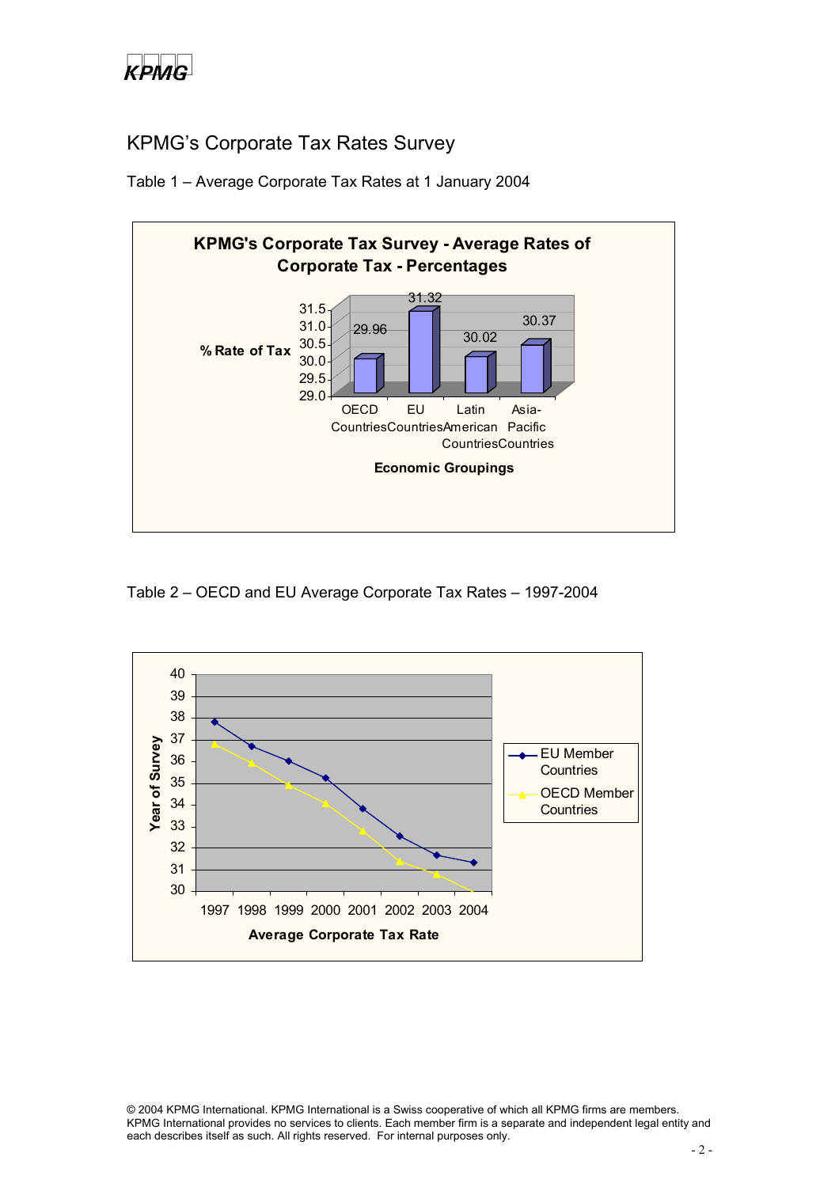## KPMG's Corporate Tax Rates Survey

Table 1 – Average Corporate Tax Rates at 1 January 2004

**KPMG's Corporate Tax Survey - Average Rates of Corporate Tax - Percentages**

| Economic Groupings | % Rate of Tax |
|---|---|
| OECD Countries | 29.96 |
| EU Countries | 31.32 |
| Latin American Countries | 30.02 |
| Asia-Pacific Countries | 30.37 |

Table 2 – OECD and EU Average Corporate Tax Rates – 1997-2004

Chart legend: EU Member Countries; OECD Member Countries

Y-axis: Year of Survey (30–40)

X-axis: Average Corporate Tax Rate (1997 1998 1999 2000 2001 2002 2003 2004)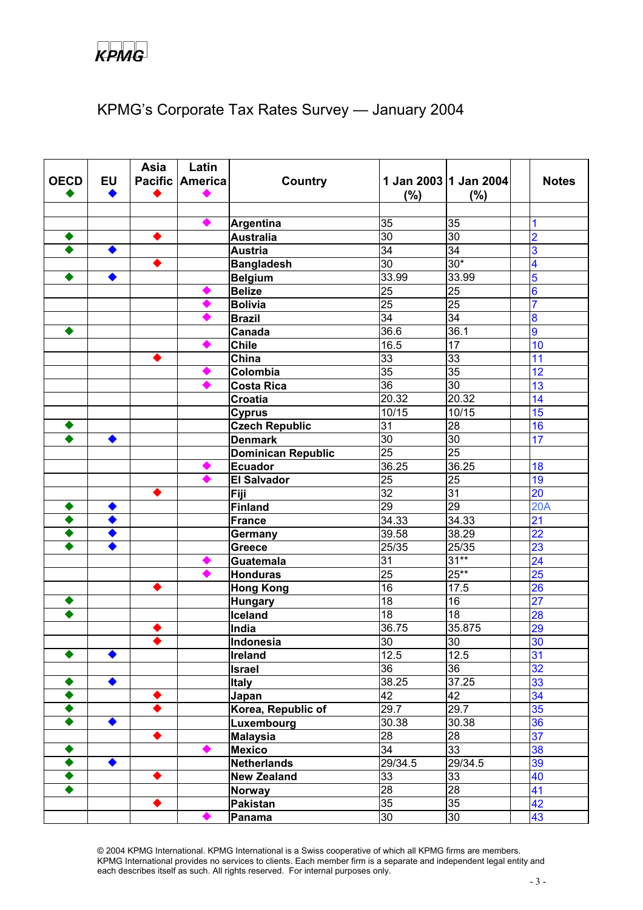KPMG

# KPMG's Corporate Tax Rates Survey — January 2004

| OECD ◆ | EU ◆ | Asia Pacific ◆ | Latin America ◆ | Country | 1 Jan 2003 (%) | 1 Jan 2004 (%) | | Notes |
|---|---|---|---|---|---|---|---|---|
| | | | | | | | | |
| | | | ◆ | Argentina | 35 | 35 | | 1 |
| ◆ | | ◆ | | Australia | 30 | 30 | | 2 |
| ◆ | ◆ | | | Austria | 34 | 34 | | 3 |
| | | ◆ | | Bangladesh | 30 | 30* | | 4 |
| ◆ | ◆ | | | Belgium | 33.99 | 33.99 | | 5 |
| | | | ◆ | Belize | 25 | 25 | | 6 |
| | | | ◆ | Bolivia | 25 | 25 | | 7 |
| | | | ◆ | Brazil | 34 | 34 | | 8 |
| ◆ | | | | Canada | 36.6 | 36.1 | | 9 |
| | | | ◆ | Chile | 16.5 | 17 | | 10 |
| | | ◆ | | China | 33 | 33 | | 11 |
| | | | ◆ | Colombia | 35 | 35 | | 12 |
| | | | ◆ | Costa Rica | 36 | 30 | | 13 |
| | | | | Croatia | 20.32 | 20.32 | | 14 |
| | | | | Cyprus | 10/15 | 10/15 | | 15 |
| ◆ | | | | Czech Republic | 31 | 28 | | 16 |
| ◆ | ◆ | | | Denmark | 30 | 30 | | 17 |
| | | | | Dominican Republic | 25 | 25 | | |
| | | | ◆ | Ecuador | 36.25 | 36.25 | | 18 |
| | | | ◆ | El Salvador | 25 | 25 | | 19 |
| | | ◆ | | Fiji | 32 | 31 | | 20 |
| ◆ | ◆ | | | Finland | 29 | 29 | | 20A |
| ◆ | ◆ | | | France | 34.33 | 34.33 | | 21 |
| ◆ | ◆ | | | Germany | 39.58 | 38.29 | | 22 |
| ◆ | ◆ | | | Greece | 25/35 | 25/35 | | 23 |
| | | | ◆ | Guatemala | 31 | 31** | | 24 |
| | | | ◆ | Honduras | 25 | 25** | | 25 |
| | | ◆ | | Hong Kong | 16 | 17.5 | | 26 |
| ◆ | | | | Hungary | 18 | 16 | | 27 |
| ◆ | | | | Iceland | 18 | 18 | | 28 |
| | | ◆ | | India | 36.75 | 35.875 | | 29 |
| | | ◆ | | Indonesia | 30 | 30 | | 30 |
| ◆ | ◆ | | | Ireland | 12.5 | 12.5 | | 31 |
| | | | | Israel | 36 | 36 | | 32 |
| ◆ | ◆ | | | Italy | 38.25 | 37.25 | | 33 |
| ◆ | | ◆ | | Japan | 42 | 42 | | 34 |
| ◆ | | ◆ | | Korea, Republic of | 29.7 | 29.7 | | 35 |
| ◆ | ◆ | | | Luxembourg | 30.38 | 30.38 | | 36 |
| | | ◆ | | Malaysia | 28 | 28 | | 37 |
| ◆ | | | ◆ | Mexico | 34 | 33 | | 38 |
| ◆ | ◆ | | | Netherlands | 29/34.5 | 29/34.5 | | 39 |
| ◆ | | ◆ | | New Zealand | 33 | 33 | | 40 |
| ◆ | | | | Norway | 28 | 28 | | 41 |
| | | ◆ | | Pakistan | 35 | 35 | | 42 |
| | | | ◆ | Panama | 30 | 30 | | 43 |

© 2004 KPMG International. KPMG International is a Swiss cooperative of which all KPMG firms are members. KPMG International provides no services to clients. Each member firm is a separate and independent legal entity and each describes itself as such. All rights reserved. For internal purposes only.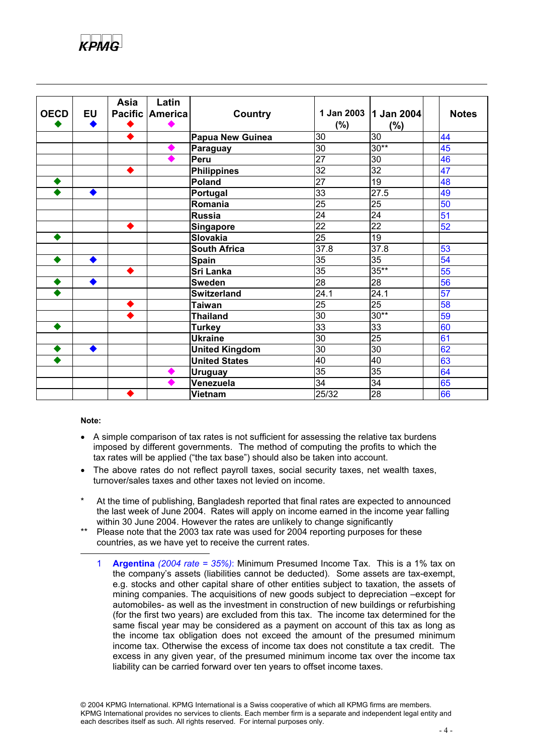| OECD ◆ | EU ◆ | Asia Pacific ◆ | Latin America ◆ | Country | 1 Jan 2003 (%) | 1 Jan 2004 (%) | Notes |
|---|---|---|---|---|---|---|---|
| | | ◆ | | Papua New Guinea | 30 | 30 | 44 |
| | | | ◆ | Paraguay | 30 | 30** | 45 |
| | | | ◆ | Peru | 27 | 30 | 46 |
| | | ◆ | | Philippines | 32 | 32 | 47 |
| ◆ | | | | Poland | 27 | 19 | 48 |
| ◆ | ◆ | | | Portugal | 33 | 27.5 | 49 |
| | | | | Romania | 25 | 25 | 50 |
| | | | | Russia | 24 | 24 | 51 |
| | | ◆ | | Singapore | 22 | 22 | 52 |
| ◆ | | | | Slovakia | 25 | 19 | |
| | | | | South Africa | 37.8 | 37.8 | 53 |
| ◆ | ◆ | | | Spain | 35 | 35 | 54 |
| | | ◆ | | Sri Lanka | 35 | 35** | 55 |
| ◆ | ◆ | | | Sweden | 28 | 28 | 56 |
| ◆ | | | | Switzerland | 24.1 | 24.1 | 57 |
| | | ◆ | | Taiwan | 25 | 25 | 58 |
| | | ◆ | | Thailand | 30 | 30** | 59 |
| ◆ | | | | Turkey | 33 | 33 | 60 |
| | | | | Ukraine | 30 | 25 | 61 |
| ◆ | ◆ | | | United Kingdom | 30 | 30 | 62 |
| ◆ | | | | United States | 40 | 40 | 63 |
| | | | ◆ | Uruguay | 35 | 35 | 64 |
| | | | ◆ | Venezuela | 34 | 34 | 65 |
| | | ◆ | | Vietnam | 25/32 | 28 | 66 |

**Note:**

- A simple comparison of tax rates is not sufficient for assessing the relative tax burdens imposed by different governments. The method of computing the profits to which the tax rates will be applied ("the tax base") should also be taken into account.
- The above rates do not reflect payroll taxes, social security taxes, net wealth taxes, turnover/sales taxes and other taxes not levied on income.

\* At the time of publishing, Bangladesh reported that final rates are expected to announced the last week of June 2004. Rates will apply on income earned in the income year falling within 30 June 2004. However the rates are unlikely to change significantly

** Please note that the 2003 tax rate was used for 2004 reporting purposes for these countries, as we have yet to receive the current rates.

---

1 **Argentina** *(2004 rate = 35%)*: Minimum Presumed Income Tax. This is a 1% tax on the company's assets (liabilities cannot be deducted). Some assets are tax-exempt, e.g. stocks and other capital share of other entities subject to taxation, the assets of mining companies. The acquisitions of new goods subject to depreciation –except for automobiles- as well as the investment in construction of new buildings or refurbishing (for the first two years) are excluded from this tax. The income tax determined for the same fiscal year may be considered as a payment on account of this tax as long as the income tax obligation does not exceed the amount of the presumed minimum income tax. Otherwise the excess of income tax does not constitute a tax credit. The excess in any given year, of the presumed minimum income tax over the income tax liability can be carried forward over ten years to offset income taxes.

© 2004 KPMG International. KPMG International is a Swiss cooperative of which all KPMG firms are members. KPMG International provides no services to clients. Each member firm is a separate and independent legal entity and each describes itself as such. All rights reserved. For internal purposes only.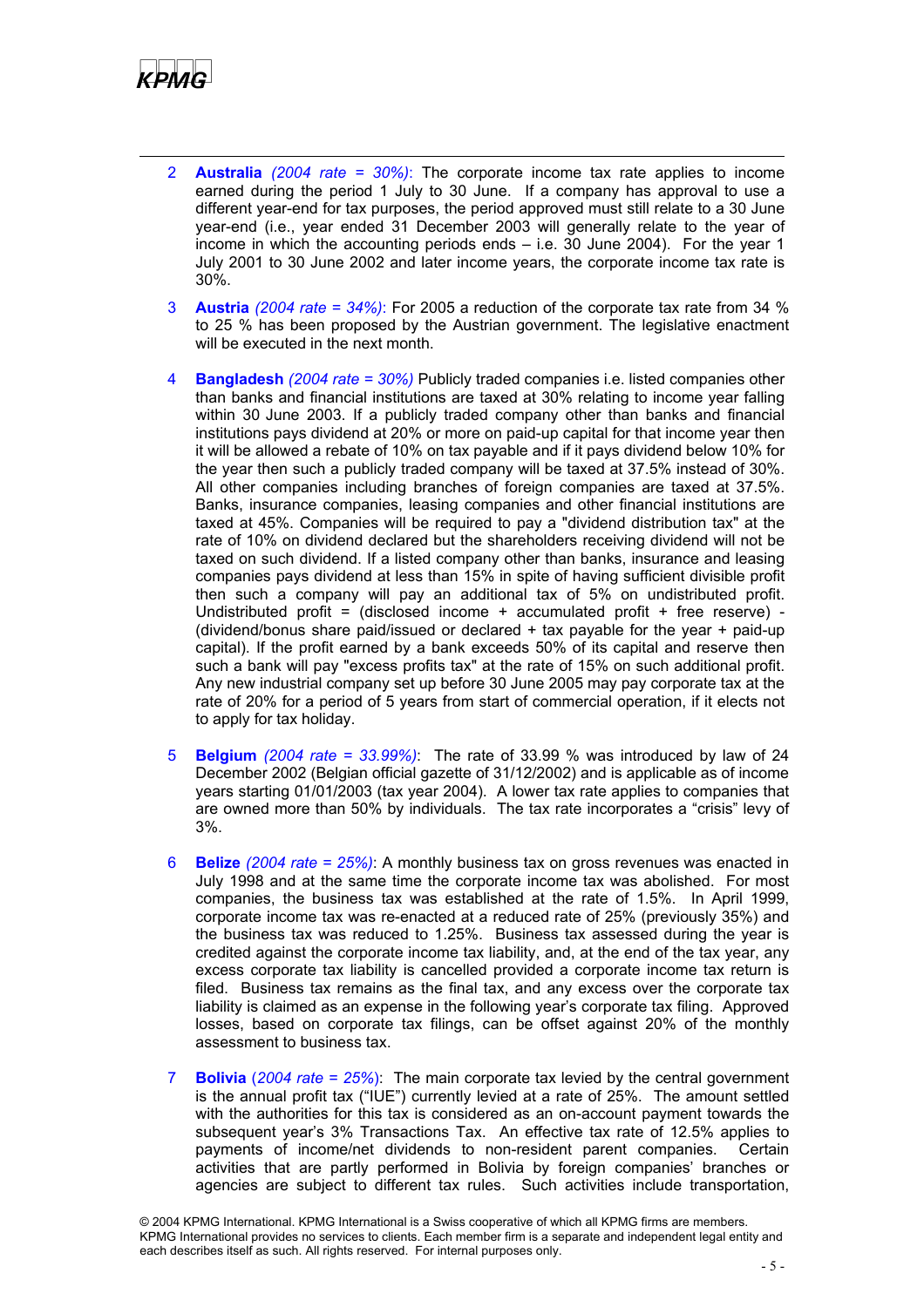2 **Australia** *(2004 rate = 30%)*: The corporate income tax rate applies to income earned during the period 1 July to 30 June. If a company has approval to use a different year-end for tax purposes, the period approved must still relate to a 30 June year-end (i.e., year ended 31 December 2003 will generally relate to the year of income in which the accounting periods ends – i.e. 30 June 2004). For the year 1 July 2001 to 30 June 2002 and later income years, the corporate income tax rate is 30%.

3 **Austria** *(2004 rate = 34%)*: For 2005 a reduction of the corporate tax rate from 34 % to 25 % has been proposed by the Austrian government. The legislative enactment will be executed in the next month.

4 **Bangladesh** *(2004 rate = 30%)* Publicly traded companies i.e. listed companies other than banks and financial institutions are taxed at 30% relating to income year falling within 30 June 2003. If a publicly traded company other than banks and financial institutions pays dividend at 20% or more on paid-up capital for that income year then it will be allowed a rebate of 10% on tax payable and if it pays dividend below 10% for the year then such a publicly traded company will be taxed at 37.5% instead of 30%. All other companies including branches of foreign companies are taxed at 37.5%. Banks, insurance companies, leasing companies and other financial institutions are taxed at 45%. Companies will be required to pay a "dividend distribution tax" at the rate of 10% on dividend declared but the shareholders receiving dividend will not be taxed on such dividend. If a listed company other than banks, insurance and leasing companies pays dividend at less than 15% in spite of having sufficient divisible profit then such a company will pay an additional tax of 5% on undistributed profit. Undistributed profit = (disclosed income + accumulated profit + free reserve) - (dividend/bonus share paid/issued or declared + tax payable for the year + paid-up capital). If the profit earned by a bank exceeds 50% of its capital and reserve then such a bank will pay "excess profits tax" at the rate of 15% on such additional profit. Any new industrial company set up before 30 June 2005 may pay corporate tax at the rate of 20% for a period of 5 years from start of commercial operation, if it elects not to apply for tax holiday.

5 **Belgium** *(2004 rate = 33.99%)*: The rate of 33.99 % was introduced by law of 24 December 2002 (Belgian official gazette of 31/12/2002) and is applicable as of income years starting 01/01/2003 (tax year 2004). A lower tax rate applies to companies that are owned more than 50% by individuals. The tax rate incorporates a "crisis" levy of 3%.

6 **Belize** *(2004 rate = 25%)*: A monthly business tax on gross revenues was enacted in July 1998 and at the same time the corporate income tax was abolished. For most companies, the business tax was established at the rate of 1.5%. In April 1999, corporate income tax was re-enacted at a reduced rate of 25% (previously 35%) and the business tax was reduced to 1.25%. Business tax assessed during the year is credited against the corporate income tax liability, and, at the end of the tax year, any excess corporate tax liability is cancelled provided a corporate income tax return is filed. Business tax remains as the final tax, and any excess over the corporate tax liability is claimed as an expense in the following year's corporate tax filing. Approved losses, based on corporate tax filings, can be offset against 20% of the monthly assessment to business tax.

7 **Bolivia** (*2004 rate = 25%*): The main corporate tax levied by the central government is the annual profit tax ("IUE") currently levied at a rate of 25%. The amount settled with the authorities for this tax is considered as an on-account payment towards the subsequent year's 3% Transactions Tax. An effective tax rate of 12.5% applies to payments of income/net dividends to non-resident parent companies. Certain activities that are partly performed in Bolivia by foreign companies' branches or agencies are subject to different tax rules. Such activities include transportation,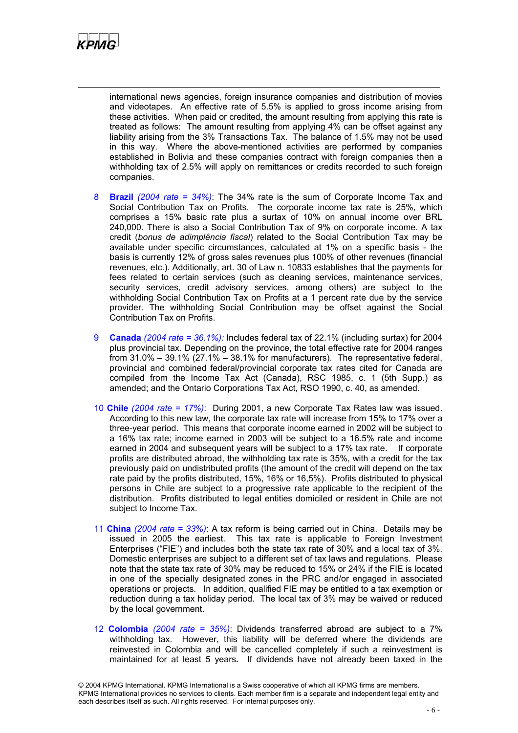international news agencies, foreign insurance companies and distribution of movies and videotapes. An effective rate of 5.5% is applied to gross income arising from these activities. When paid or credited, the amount resulting from applying this rate is treated as follows: The amount resulting from applying 4% can be offset against any liability arising from the 3% Transactions Tax. The balance of 1.5% may not be used in this way. Where the above-mentioned activities are performed by companies established in Bolivia and these companies contract with foreign companies then a withholding tax of 2.5% will apply on remittances or credits recorded to such foreign companies.

8 **Brazil** *(2004 rate = 34%)*: The 34% rate is the sum of Corporate Income Tax and Social Contribution Tax on Profits. The corporate income tax rate is 25%, which comprises a 15% basic rate plus a surtax of 10% on annual income over BRL 240,000. There is also a Social Contribution Tax of 9% on corporate income. A tax credit (*bonus de adimplência fiscal*) related to the Social Contribution Tax may be available under specific circumstances, calculated at 1% on a specific basis - the basis is currently 12% of gross sales revenues plus 100% of other revenues (financial revenues, etc.). Additionally, art. 30 of Law n. 10833 establishes that the payments for fees related to certain services (such as cleaning services, maintenance services, security services, credit advisory services, among others) are subject to the withholding Social Contribution Tax on Profits at a 1 percent rate due by the service provider. The withholding Social Contribution may be offset against the Social Contribution Tax on Profits.

9 **Canada** *(2004 rate = 36.1%):* Includes federal tax of 22.1% (including surtax) for 2004 plus provincial tax. Depending on the province, the total effective rate for 2004 ranges from 31.0% – 39.1% (27.1% – 38.1% for manufacturers). The representative federal, provincial and combined federal/provincial corporate tax rates cited for Canada are compiled from the Income Tax Act (Canada), RSC 1985, c. 1 (5th Supp.) as amended; and the Ontario Corporations Tax Act, RSO 1990, c. 40, as amended.

10 **Chile** *(2004 rate = 17%)*: During 2001, a new Corporate Tax Rates law was issued. According to this new law, the corporate tax rate will increase from 15% to 17% over a three-year period. This means that corporate income earned in 2002 will be subject to a 16% tax rate; income earned in 2003 will be subject to a 16.5% rate and income earned in 2004 and subsequent years will be subject to a 17% tax rate. If corporate profits are distributed abroad, the withholding tax rate is 35%, with a credit for the tax previously paid on undistributed profits (the amount of the credit will depend on the tax rate paid by the profits distributed, 15%, 16% or 16,5%). Profits distributed to physical persons in Chile are subject to a progressive rate applicable to the recipient of the distribution. Profits distributed to legal entities domiciled or resident in Chile are not subject to Income Tax.

11 **China** *(2004 rate = 33%)*: A tax reform is being carried out in China. Details may be issued in 2005 the earliest. This tax rate is applicable to Foreign Investment Enterprises ("FIE") and includes both the state tax rate of 30% and a local tax of 3%. Domestic enterprises are subject to a different set of tax laws and regulations. Please note that the state tax rate of 30% may be reduced to 15% or 24% if the FIE is located in one of the specially designated zones in the PRC and/or engaged in associated operations or projects. In addition, qualified FIE may be entitled to a tax exemption or reduction during a tax holiday period. The local tax of 3% may be waived or reduced by the local government.

12 **Colombia** *(2004 rate = 35%)*: Dividends transferred abroad are subject to a 7% withholding tax. However, this liability will be deferred where the dividends are reinvested in Colombia and will be cancelled completely if such a reinvestment is maintained for at least 5 years**.** If dividends have not already been taxed in the

© 2004 KPMG International. KPMG International is a Swiss cooperative of which all KPMG firms are members. KPMG International provides no services to clients. Each member firm is a separate and independent legal entity and each describes itself as such. All rights reserved. For internal purposes only.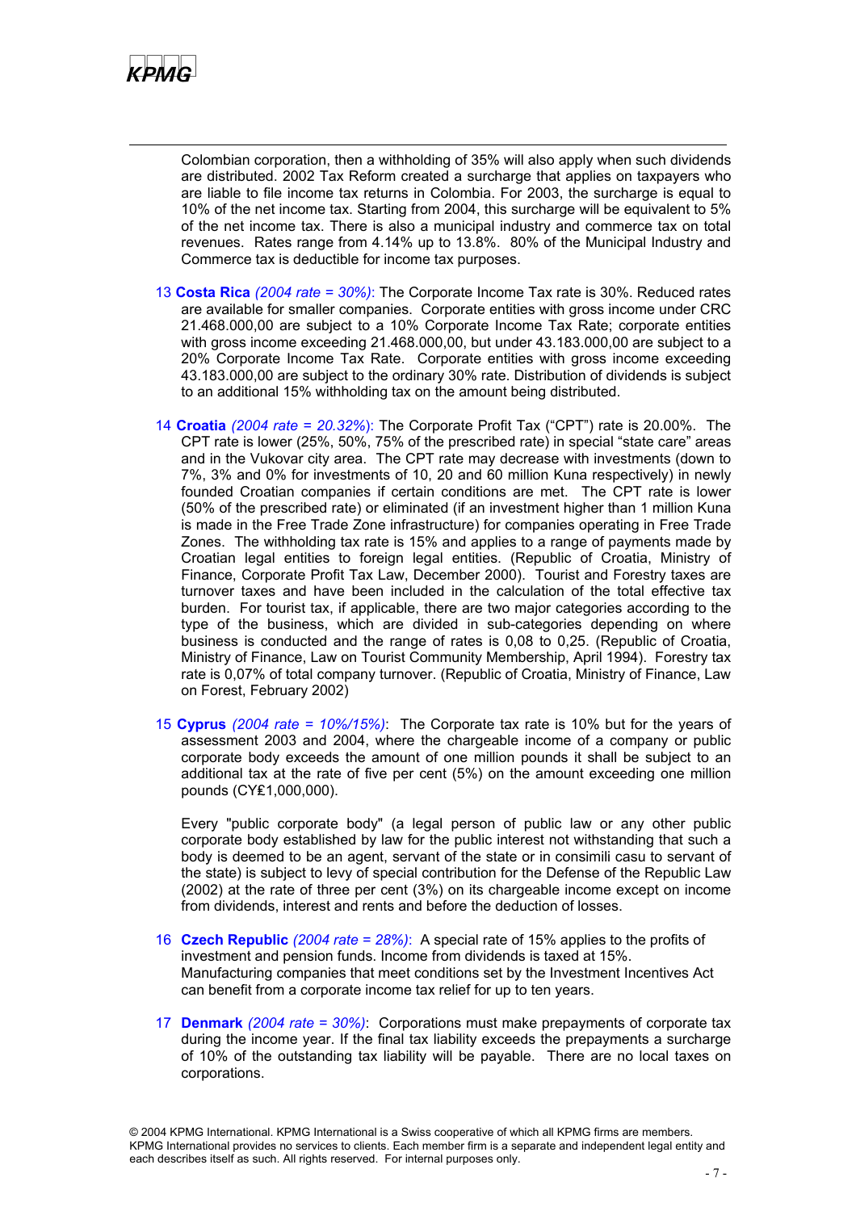Colombian corporation, then a withholding of 35% will also apply when such dividends are distributed. 2002 Tax Reform created a surcharge that applies on taxpayers who are liable to file income tax returns in Colombia. For 2003, the surcharge is equal to 10% of the net income tax. Starting from 2004, this surcharge will be equivalent to 5% of the net income tax. There is also a municipal industry and commerce tax on total revenues. Rates range from 4.14% up to 13.8%. 80% of the Municipal Industry and Commerce tax is deductible for income tax purposes.

13 **Costa Rica** *(2004 rate = 30%)*: The Corporate Income Tax rate is 30%. Reduced rates are available for smaller companies. Corporate entities with gross income under CRC 21.468.000,00 are subject to a 10% Corporate Income Tax Rate; corporate entities with gross income exceeding 21.468.000,00, but under 43.183.000,00 are subject to a 20% Corporate Income Tax Rate. Corporate entities with gross income exceeding 43.183.000,00 are subject to the ordinary 30% rate. Distribution of dividends is subject to an additional 15% withholding tax on the amount being distributed.

14 **Croatia** *(2004 rate = 20.32%)*: The Corporate Profit Tax ("CPT") rate is 20.00%. The CPT rate is lower (25%, 50%, 75% of the prescribed rate) in special "state care" areas and in the Vukovar city area. The CPT rate may decrease with investments (down to 7%, 3% and 0% for investments of 10, 20 and 60 million Kuna respectively) in newly founded Croatian companies if certain conditions are met. The CPT rate is lower (50% of the prescribed rate) or eliminated (if an investment higher than 1 million Kuna is made in the Free Trade Zone infrastructure) for companies operating in Free Trade Zones. The withholding tax rate is 15% and applies to a range of payments made by Croatian legal entities to foreign legal entities. (Republic of Croatia, Ministry of Finance, Corporate Profit Tax Law, December 2000). Tourist and Forestry taxes are turnover taxes and have been included in the calculation of the total effective tax burden. For tourist tax, if applicable, there are two major categories according to the type of the business, which are divided in sub-categories depending on where business is conducted and the range of rates is 0,08 to 0,25. (Republic of Croatia, Ministry of Finance, Law on Tourist Community Membership, April 1994). Forestry tax rate is 0,07% of total company turnover. (Republic of Croatia, Ministry of Finance, Law on Forest, February 2002)

15 **Cyprus** *(2004 rate = 10%/15%)*: The Corporate tax rate is 10% but for the years of assessment 2003 and 2004, where the chargeable income of a company or public corporate body exceeds the amount of one million pounds it shall be subject to an additional tax at the rate of five per cent (5%) on the amount exceeding one million pounds (CY£1,000,000).

Every "public corporate body" (a legal person of public law or any other public corporate body established by law for the public interest not withstanding that such a body is deemed to be an agent, servant of the state or in consimili casu to servant of the state) is subject to levy of special contribution for the Defense of the Republic Law (2002) at the rate of three per cent (3%) on its chargeable income except on income from dividends, interest and rents and before the deduction of losses.

16 **Czech Republic** *(2004 rate = 28%)*: A special rate of 15% applies to the profits of investment and pension funds. Income from dividends is taxed at 15%. Manufacturing companies that meet conditions set by the Investment Incentives Act can benefit from a corporate income tax relief for up to ten years.

17 **Denmark** *(2004 rate = 30%)*: Corporations must make prepayments of corporate tax during the income year. If the final tax liability exceeds the prepayments a surcharge of 10% of the outstanding tax liability will be payable. There are no local taxes on corporations.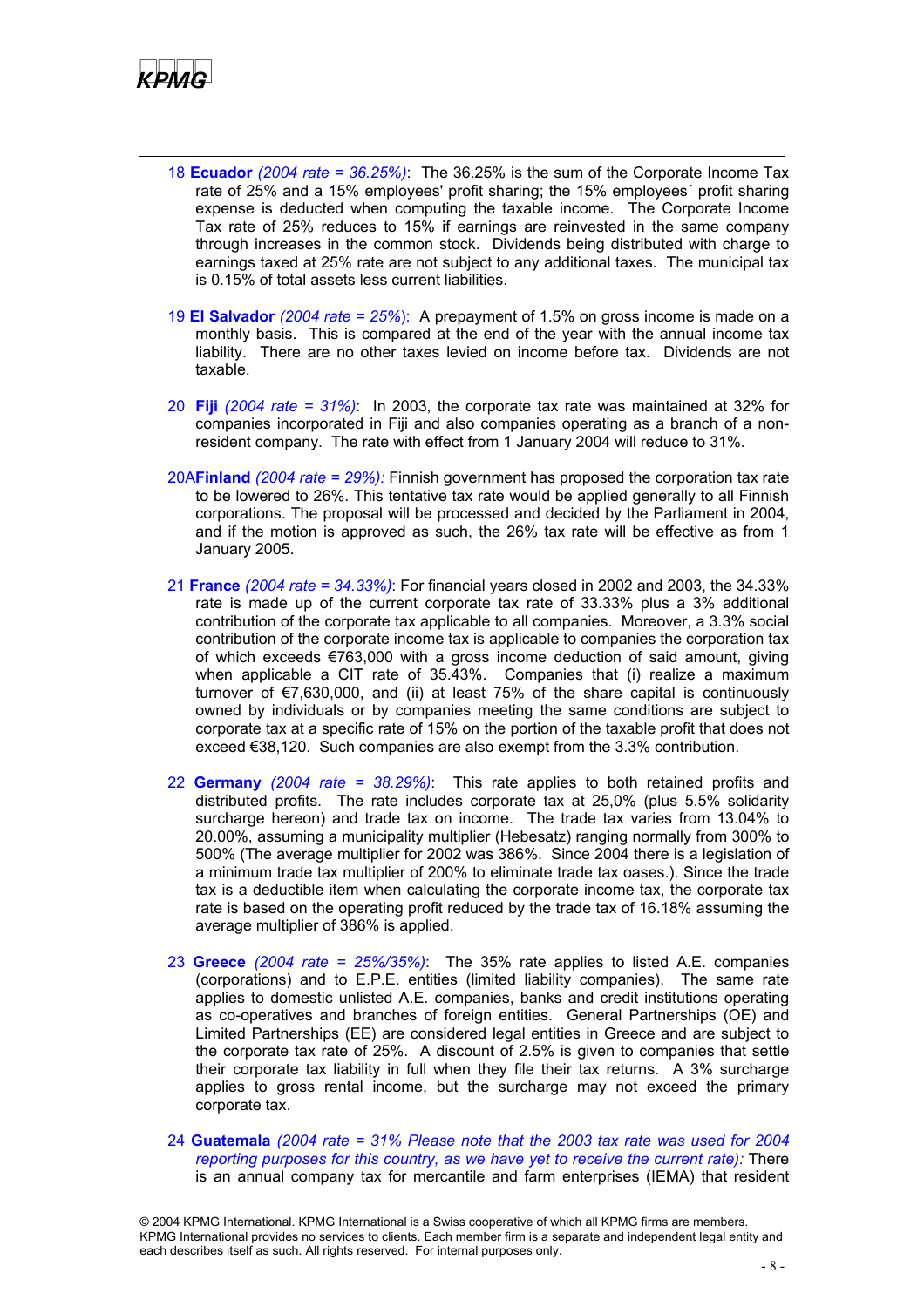18 **Ecuador** *(2004 rate = 36.25%)*: The 36.25% is the sum of the Corporate Income Tax rate of 25% and a 15% employees' profit sharing; the 15% employees´ profit sharing expense is deducted when computing the taxable income. The Corporate Income Tax rate of 25% reduces to 15% if earnings are reinvested in the same company through increases in the common stock. Dividends being distributed with charge to earnings taxed at 25% rate are not subject to any additional taxes. The municipal tax is 0.15% of total assets less current liabilities.

19 **El Salvador** *(2004 rate = 25%)*: A prepayment of 1.5% on gross income is made on a monthly basis. This is compared at the end of the year with the annual income tax liability. There are no other taxes levied on income before tax. Dividends are not taxable.

20 **Fiji** *(2004 rate = 31%)*: In 2003, the corporate tax rate was maintained at 32% for companies incorporated in Fiji and also companies operating as a branch of a non-resident company. The rate with effect from 1 January 2004 will reduce to 31%.

20A**Finland** *(2004 rate = 29%):* Finnish government has proposed the corporation tax rate to be lowered to 26%. This tentative tax rate would be applied generally to all Finnish corporations. The proposal will be processed and decided by the Parliament in 2004, and if the motion is approved as such, the 26% tax rate will be effective as from 1 January 2005.

21 **France** *(2004 rate = 34.33%)*: For financial years closed in 2002 and 2003, the 34.33% rate is made up of the current corporate tax rate of 33.33% plus a 3% additional contribution of the corporate tax applicable to all companies. Moreover, a 3.3% social contribution of the corporate income tax is applicable to companies the corporation tax of which exceeds €763,000 with a gross income deduction of said amount, giving when applicable a CIT rate of 35.43%. Companies that (i) realize a maximum turnover of €7,630,000, and (ii) at least 75% of the share capital is continuously owned by individuals or by companies meeting the same conditions are subject to corporate tax at a specific rate of 15% on the portion of the taxable profit that does not exceed €38,120. Such companies are also exempt from the 3.3% contribution.

22 **Germany** *(2004 rate = 38.29%)*: This rate applies to both retained profits and distributed profits. The rate includes corporate tax at 25,0% (plus 5.5% solidarity surcharge hereon) and trade tax on income. The trade tax varies from 13.04% to 20.00%, assuming a municipality multiplier (Hebesatz) ranging normally from 300% to 500% (The average multiplier for 2002 was 386%. Since 2004 there is a legislation of a minimum trade tax multiplier of 200% to eliminate trade tax oases.). Since the trade tax is a deductible item when calculating the corporate income tax, the corporate tax rate is based on the operating profit reduced by the trade tax of 16.18% assuming the average multiplier of 386% is applied.

23 **Greece** *(2004 rate = 25%/35%)*: The 35% rate applies to listed A.E. companies (corporations) and to E.P.E. entities (limited liability companies). The same rate applies to domestic unlisted A.E. companies, banks and credit institutions operating as co-operatives and branches of foreign entities. General Partnerships (OE) and Limited Partnerships (EE) are considered legal entities in Greece and are subject to the corporate tax rate of 25%. A discount of 2.5% is given to companies that settle their corporate tax liability in full when they file their tax returns. A 3% surcharge applies to gross rental income, but the surcharge may not exceed the primary corporate tax.

24 **Guatemala** *(2004 rate = 31% Please note that the 2003 tax rate was used for 2004 reporting purposes for this country, as we have yet to receive the current rate):* There is an annual company tax for mercantile and farm enterprises (IEMA) that resident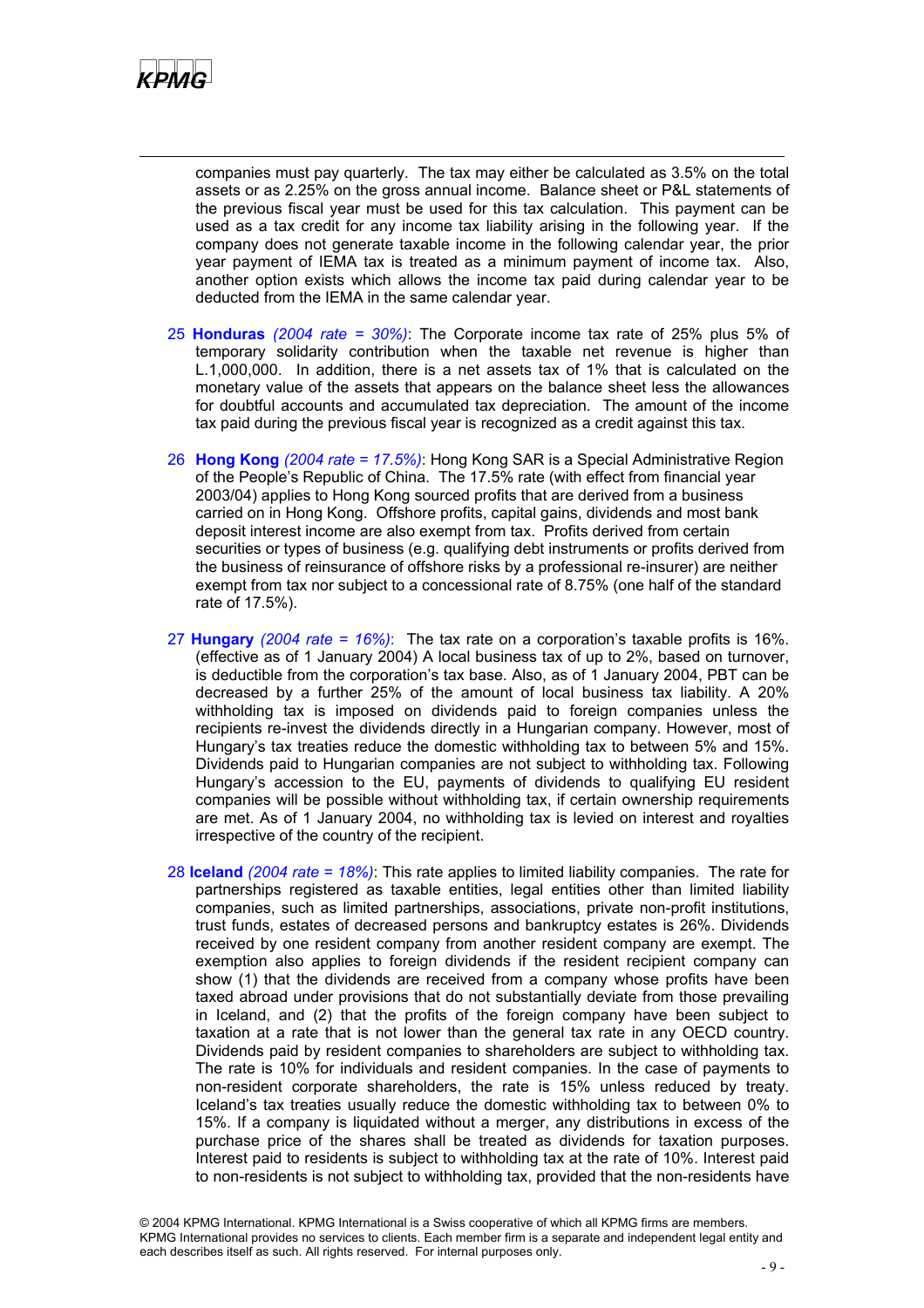companies must pay quarterly. The tax may either be calculated as 3.5% on the total assets or as 2.25% on the gross annual income. Balance sheet or P&L statements of the previous fiscal year must be used for this tax calculation. This payment can be used as a tax credit for any income tax liability arising in the following year. If the company does not generate taxable income in the following calendar year, the prior year payment of IEMA tax is treated as a minimum payment of income tax. Also, another option exists which allows the income tax paid during calendar year to be deducted from the IEMA in the same calendar year.

25 **Honduras** *(2004 rate = 30%)*: The Corporate income tax rate of 25% plus 5% of temporary solidarity contribution when the taxable net revenue is higher than L.1,000,000. In addition, there is a net assets tax of 1% that is calculated on the monetary value of the assets that appears on the balance sheet less the allowances for doubtful accounts and accumulated tax depreciation. The amount of the income tax paid during the previous fiscal year is recognized as a credit against this tax.

26 **Hong Kong** *(2004 rate = 17.5%)*: Hong Kong SAR is a Special Administrative Region of the People's Republic of China. The 17.5% rate (with effect from financial year 2003/04) applies to Hong Kong sourced profits that are derived from a business carried on in Hong Kong. Offshore profits, capital gains, dividends and most bank deposit interest income are also exempt from tax. Profits derived from certain securities or types of business (e.g. qualifying debt instruments or profits derived from the business of reinsurance of offshore risks by a professional re-insurer) are neither exempt from tax nor subject to a concessional rate of 8.75% (one half of the standard rate of 17.5%).

27 **Hungary** *(2004 rate = 16%)*: The tax rate on a corporation's taxable profits is 16%. (effective as of 1 January 2004) A local business tax of up to 2%, based on turnover, is deductible from the corporation's tax base. Also, as of 1 January 2004, PBT can be decreased by a further 25% of the amount of local business tax liability. A 20% withholding tax is imposed on dividends paid to foreign companies unless the recipients re-invest the dividends directly in a Hungarian company. However, most of Hungary's tax treaties reduce the domestic withholding tax to between 5% and 15%. Dividends paid to Hungarian companies are not subject to withholding tax. Following Hungary's accession to the EU, payments of dividends to qualifying EU resident companies will be possible without withholding tax, if certain ownership requirements are met. As of 1 January 2004, no withholding tax is levied on interest and royalties irrespective of the country of the recipient.

28 **Iceland** *(2004 rate = 18%)*: This rate applies to limited liability companies. The rate for partnerships registered as taxable entities, legal entities other than limited liability companies, such as limited partnerships, associations, private non-profit institutions, trust funds, estates of decreased persons and bankruptcy estates is 26%. Dividends received by one resident company from another resident company are exempt. The exemption also applies to foreign dividends if the resident recipient company can show (1) that the dividends are received from a company whose profits have been taxed abroad under provisions that do not substantially deviate from those prevailing in Iceland, and (2) that the profits of the foreign company have been subject to taxation at a rate that is not lower than the general tax rate in any OECD country. Dividends paid by resident companies to shareholders are subject to withholding tax. The rate is 10% for individuals and resident companies. In the case of payments to non-resident corporate shareholders, the rate is 15% unless reduced by treaty. Iceland's tax treaties usually reduce the domestic withholding tax to between 0% to 15%. If a company is liquidated without a merger, any distributions in excess of the purchase price of the shares shall be treated as dividends for taxation purposes. Interest paid to residents is subject to withholding tax at the rate of 10%. Interest paid to non-residents is not subject to withholding tax, provided that the non-residents have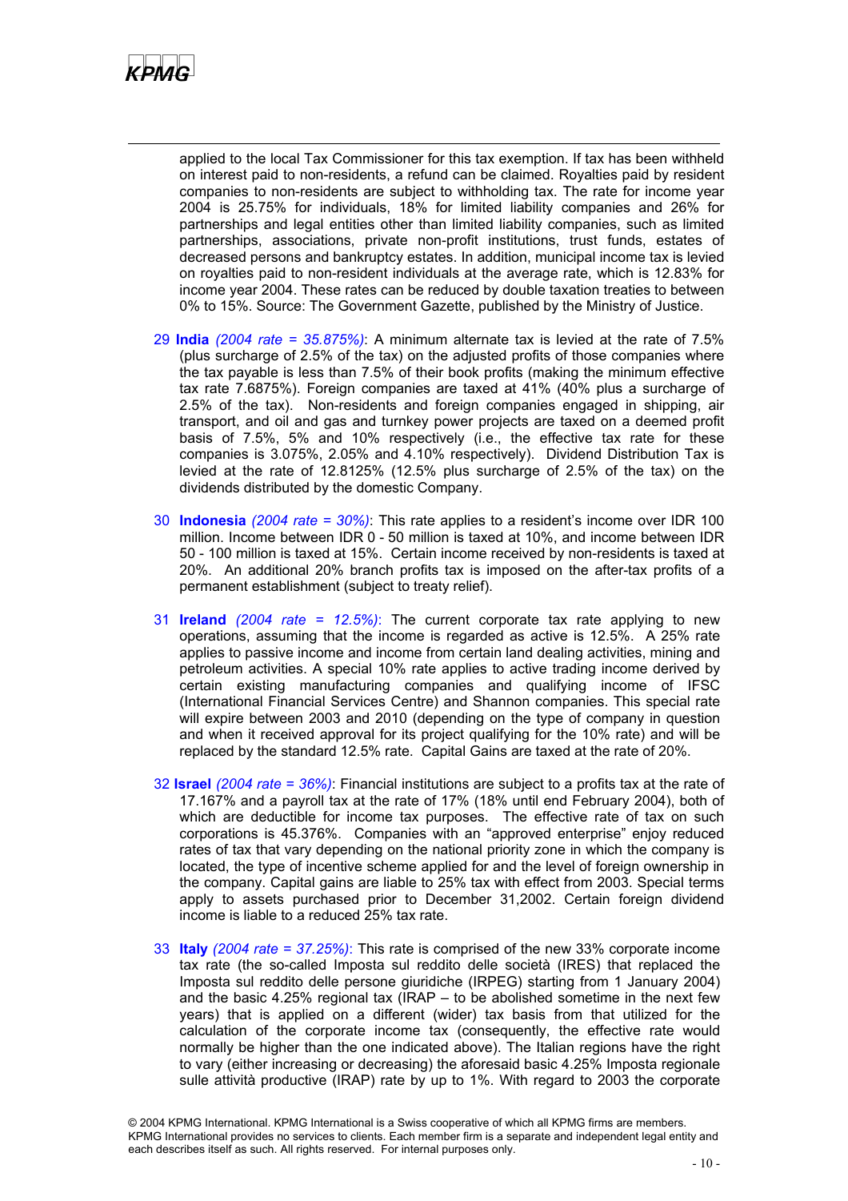applied to the local Tax Commissioner for this tax exemption. If tax has been withheld on interest paid to non-residents, a refund can be claimed. Royalties paid by resident companies to non-residents are subject to withholding tax. The rate for income year 2004 is 25.75% for individuals, 18% for limited liability companies and 26% for partnerships and legal entities other than limited liability companies, such as limited partnerships, associations, private non-profit institutions, trust funds, estates of decreased persons and bankruptcy estates. In addition, municipal income tax is levied on royalties paid to non-resident individuals at the average rate, which is 12.83% for income year 2004. These rates can be reduced by double taxation treaties to between 0% to 15%. Source: The Government Gazette, published by the Ministry of Justice.

29 **India** *(2004 rate = 35.875%)*: A minimum alternate tax is levied at the rate of 7.5% (plus surcharge of 2.5% of the tax) on the adjusted profits of those companies where the tax payable is less than 7.5% of their book profits (making the minimum effective tax rate 7.6875%). Foreign companies are taxed at 41% (40% plus a surcharge of 2.5% of the tax). Non-residents and foreign companies engaged in shipping, air transport, and oil and gas and turnkey power projects are taxed on a deemed profit basis of 7.5%, 5% and 10% respectively (i.e., the effective tax rate for these companies is 3.075%, 2.05% and 4.10% respectively). Dividend Distribution Tax is levied at the rate of 12.8125% (12.5% plus surcharge of 2.5% of the tax) on the dividends distributed by the domestic Company.

30 **Indonesia** *(2004 rate = 30%)*: This rate applies to a resident's income over IDR 100 million. Income between IDR 0 - 50 million is taxed at 10%, and income between IDR 50 - 100 million is taxed at 15%. Certain income received by non-residents is taxed at 20%. An additional 20% branch profits tax is imposed on the after-tax profits of a permanent establishment (subject to treaty relief).

31 **Ireland** *(2004 rate = 12.5%)*: The current corporate tax rate applying to new operations, assuming that the income is regarded as active is 12.5%. A 25% rate applies to passive income and income from certain land dealing activities, mining and petroleum activities. A special 10% rate applies to active trading income derived by certain existing manufacturing companies and qualifying income of IFSC (International Financial Services Centre) and Shannon companies. This special rate will expire between 2003 and 2010 (depending on the type of company in question and when it received approval for its project qualifying for the 10% rate) and will be replaced by the standard 12.5% rate. Capital Gains are taxed at the rate of 20%.

32 **Israel** *(2004 rate = 36%)*: Financial institutions are subject to a profits tax at the rate of 17.167% and a payroll tax at the rate of 17% (18% until end February 2004), both of which are deductible for income tax purposes. The effective rate of tax on such corporations is 45.376%. Companies with an "approved enterprise" enjoy reduced rates of tax that vary depending on the national priority zone in which the company is located, the type of incentive scheme applied for and the level of foreign ownership in the company. Capital gains are liable to 25% tax with effect from 2003. Special terms apply to assets purchased prior to December 31,2002. Certain foreign dividend income is liable to a reduced 25% tax rate.

33 **Italy** *(2004 rate = 37.25%)*: This rate is comprised of the new 33% corporate income tax rate (the so-called Imposta sul reddito delle società (IRES) that replaced the Imposta sul reddito delle persone giuridiche (IRPEG) starting from 1 January 2004) and the basic 4.25% regional tax (IRAP – to be abolished sometime in the next few years) that is applied on a different (wider) tax basis from that utilized for the calculation of the corporate income tax (consequently, the effective rate would normally be higher than the one indicated above). The Italian regions have the right to vary (either increasing or decreasing) the aforesaid basic 4.25% Imposta regionale sulle attività productive (IRAP) rate by up to 1%. With regard to 2003 the corporate

© 2004 KPMG International. KPMG International is a Swiss cooperative of which all KPMG firms are members. KPMG International provides no services to clients. Each member firm is a separate and independent legal entity and each describes itself as such. All rights reserved. For internal purposes only.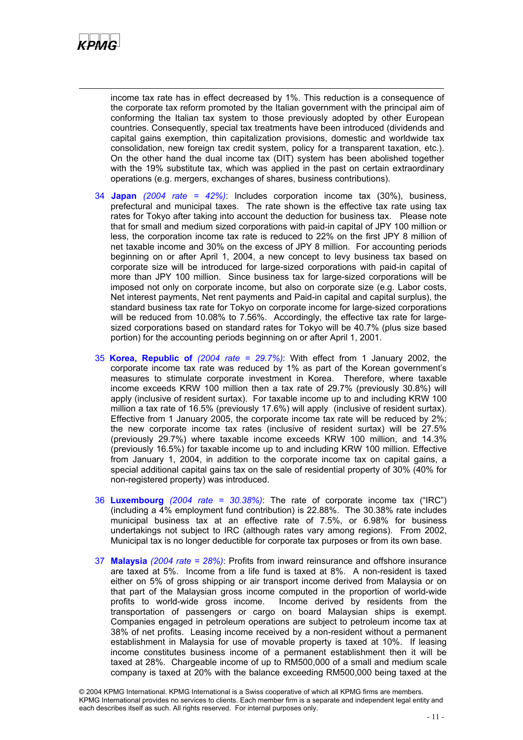income tax rate has in effect decreased by 1%. This reduction is a consequence of the corporate tax reform promoted by the Italian government with the principal aim of conforming the Italian tax system to those previously adopted by other European countries. Consequently, special tax treatments have been introduced (dividends and capital gains exemption, thin capitalization provisions, domestic and worldwide tax consolidation, new foreign tax credit system, policy for a transparent taxation, etc.). On the other hand the dual income tax (DIT) system has been abolished together with the 19% substitute tax, which was applied in the past on certain extraordinary operations (e.g. mergers, exchanges of shares, business contributions).

34 **Japan** *(2004 rate = 42%)*: Includes corporation income tax (30%), business, prefectural and municipal taxes. The rate shown is the effective tax rate using tax rates for Tokyo after taking into account the deduction for business tax. Please note that for small and medium sized corporations with paid-in capital of JPY 100 million or less, the corporation income tax rate is reduced to 22% on the first JPY 8 million of net taxable income and 30% on the excess of JPY 8 million. For accounting periods beginning on or after April 1, 2004, a new concept to levy business tax based on corporate size will be introduced for large-sized corporations with paid-in capital of more than JPY 100 million. Since business tax for large-sized corporations will be imposed not only on corporate income, but also on corporate size (e.g. Labor costs, Net interest payments, Net rent payments and Paid-in capital and capital surplus), the standard business tax rate for Tokyo on corporate income for large-sized corporations will be reduced from 10.08% to 7.56%. Accordingly, the effective tax rate for large-sized corporations based on standard rates for Tokyo will be 40.7% (plus size based portion) for the accounting periods beginning on or after April 1, 2001.

35 **Korea, Republic of** *(2004 rate = 29.7%)*: With effect from 1 January 2002, the corporate income tax rate was reduced by 1% as part of the Korean government's measures to stimulate corporate investment in Korea. Therefore, where taxable income exceeds KRW 100 million then a tax rate of 29.7% (previously 30.8%) will apply (inclusive of resident surtax). For taxable income up to and including KRW 100 million a tax rate of 16.5% (previously 17.6%) will apply (inclusive of resident surtax). Effective from 1 January 2005, the corporate income tax rate will be reduced by 2%; the new corporate income tax rates (inclusive of resident surtax) will be 27.5% (previously 29.7%) where taxable income exceeds KRW 100 million, and 14.3% (previously 16.5%) for taxable income up to and including KRW 100 million. Effective from January 1, 2004, in addition to the corporate income tax on capital gains, a special additional capital gains tax on the sale of residential property of 30% (40% for non-registered property) was introduced.

36 **Luxembourg** *(2004 rate = 30.38%)*: The rate of corporate income tax ("IRC") (including a 4% employment fund contribution) is 22.88%. The 30.38% rate includes municipal business tax at an effective rate of 7.5%, or 6.98% for business undertakings not subject to IRC (although rates vary among regions). From 2002, Municipal tax is no longer deductible for corporate tax purposes or from its own base.

37 **Malaysia** *(2004 rate = 28%)*: Profits from inward reinsurance and offshore insurance are taxed at 5%. Income from a life fund is taxed at 8%. A non-resident is taxed either on 5% of gross shipping or air transport income derived from Malaysia or on that part of the Malaysian gross income computed in the proportion of world-wide profits to world-wide gross income. Income derived by residents from the transportation of passengers or cargo on board Malaysian ships is exempt. Companies engaged in petroleum operations are subject to petroleum income tax at 38% of net profits. Leasing income received by a non-resident without a permanent establishment in Malaysia for use of movable property is taxed at 10%. If leasing income constitutes business income of a permanent establishment then it will be taxed at 28%. Chargeable income of up to RM500,000 of a small and medium scale company is taxed at 20% with the balance exceeding RM500,000 being taxed at the

© 2004 KPMG International. KPMG International is a Swiss cooperative of which all KPMG firms are members. KPMG International provides no services to clients. Each member firm is a separate and independent legal entity and each describes itself as such. All rights reserved. For internal purposes only.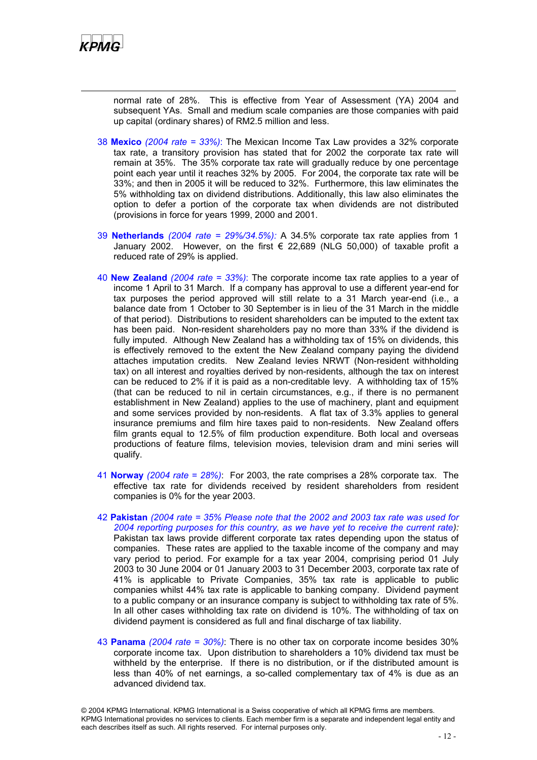normal rate of 28%. This is effective from Year of Assessment (YA) 2004 and subsequent YAs. Small and medium scale companies are those companies with paid up capital (ordinary shares) of RM2.5 million and less.

38 **Mexico** *(2004 rate = 33%)*: The Mexican Income Tax Law provides a 32% corporate tax rate, a transitory provision has stated that for 2002 the corporate tax rate will remain at 35%. The 35% corporate tax rate will gradually reduce by one percentage point each year until it reaches 32% by 2005. For 2004, the corporate tax rate will be 33%; and then in 2005 it will be reduced to 32%. Furthermore, this law eliminates the 5% withholding tax on dividend distributions. Additionally, this law also eliminates the option to defer a portion of the corporate tax when dividends are not distributed (provisions in force for years 1999, 2000 and 2001.

39 **Netherlands** *(2004 rate = 29%/34.5%):* A 34.5% corporate tax rate applies from 1 January 2002. However, on the first € 22,689 (NLG 50,000) of taxable profit a reduced rate of 29% is applied.

40 **New Zealand** *(2004 rate = 33%)*: The corporate income tax rate applies to a year of income 1 April to 31 March. If a company has approval to use a different year-end for tax purposes the period approved will still relate to a 31 March year-end (i.e., a balance date from 1 October to 30 September is in lieu of the 31 March in the middle of that period). Distributions to resident shareholders can be imputed to the extent tax has been paid. Non-resident shareholders pay no more than 33% if the dividend is fully imputed. Although New Zealand has a withholding tax of 15% on dividends, this is effectively removed to the extent the New Zealand company paying the dividend attaches imputation credits. New Zealand levies NRWT (Non-resident withholding tax) on all interest and royalties derived by non-residents, although the tax on interest can be reduced to 2% if it is paid as a non-creditable levy. A withholding tax of 15% (that can be reduced to nil in certain circumstances, e.g., if there is no permanent establishment in New Zealand) applies to the use of machinery, plant and equipment and some services provided by non-residents. A flat tax of 3.3% applies to general insurance premiums and film hire taxes paid to non-residents. New Zealand offers film grants equal to 12.5% of film production expenditure. Both local and overseas productions of feature films, television movies, television dram and mini series will qualify.

41 **Norway** *(2004 rate = 28%)*: For 2003, the rate comprises a 28% corporate tax. The effective tax rate for dividends received by resident shareholders from resident companies is 0% for the year 2003.

42 **Pakistan** *(2004 rate = 35% Please note that the 2002 and 2003 tax rate was used for 2004 reporting purposes for this country, as we have yet to receive the current rate):* Pakistan tax laws provide different corporate tax rates depending upon the status of companies. These rates are applied to the taxable income of the company and may vary period to period. For example for a tax year 2004, comprising period 01 July 2003 to 30 June 2004 or 01 January 2003 to 31 December 2003, corporate tax rate of 41% is applicable to Private Companies, 35% tax rate is applicable to public companies whilst 44% tax rate is applicable to banking company. Dividend payment to a public company or an insurance company is subject to withholding tax rate of 5%. In all other cases withholding tax rate on dividend is 10%. The withholding of tax on dividend payment is considered as full and final discharge of tax liability.

43 **Panama** *(2004 rate = 30%)*: There is no other tax on corporate income besides 30% corporate income tax. Upon distribution to shareholders a 10% dividend tax must be withheld by the enterprise. If there is no distribution, or if the distributed amount is less than 40% of net earnings, a so-called complementary tax of 4% is due as an advanced dividend tax.

© 2004 KPMG International. KPMG International is a Swiss cooperative of which all KPMG firms are members. KPMG International provides no services to clients. Each member firm is a separate and independent legal entity and each describes itself as such. All rights reserved. For internal purposes only.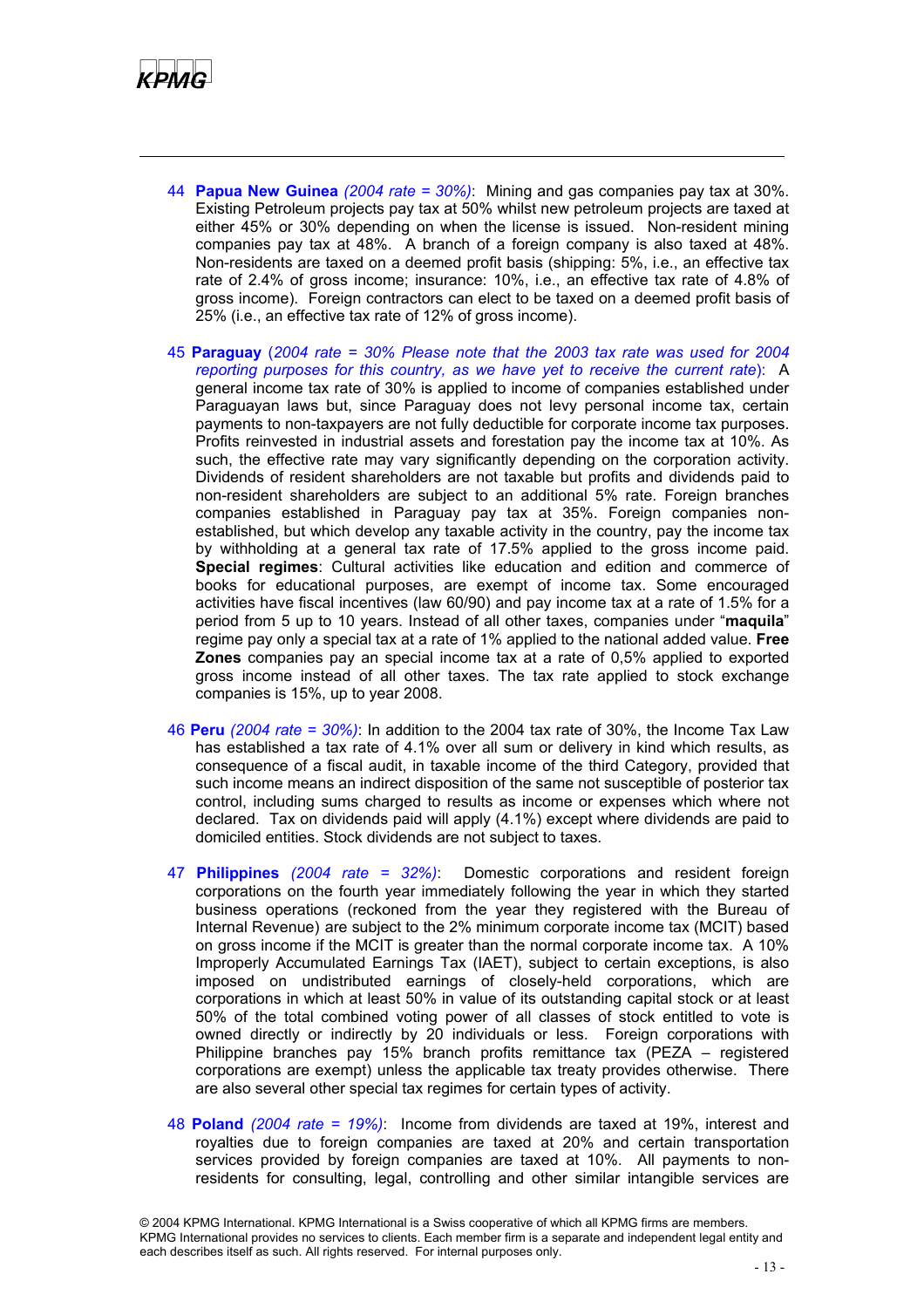44 **Papua New Guinea** *(2004 rate = 30%)*: Mining and gas companies pay tax at 30%. Existing Petroleum projects pay tax at 50% whilst new petroleum projects are taxed at either 45% or 30% depending on when the license is issued. Non-resident mining companies pay tax at 48%. A branch of a foreign company is also taxed at 48%. Non-residents are taxed on a deemed profit basis (shipping: 5%, i.e., an effective tax rate of 2.4% of gross income; insurance: 10%, i.e., an effective tax rate of 4.8% of gross income). Foreign contractors can elect to be taxed on a deemed profit basis of 25% (i.e., an effective tax rate of 12% of gross income).

45 **Paraguay** (*2004 rate = 30% Please note that the 2003 tax rate was used for 2004 reporting purposes for this country, as we have yet to receive the current rate*): A general income tax rate of 30% is applied to income of companies established under Paraguayan laws but, since Paraguay does not levy personal income tax, certain payments to non-taxpayers are not fully deductible for corporate income tax purposes. Profits reinvested in industrial assets and forestation pay the income tax at 10%. As such, the effective rate may vary significantly depending on the corporation activity. Dividends of resident shareholders are not taxable but profits and dividends paid to non-resident shareholders are subject to an additional 5% rate. Foreign branches companies established in Paraguay pay tax at 35%. Foreign companies non-established, but which develop any taxable activity in the country, pay the income tax by withholding at a general tax rate of 17.5% applied to the gross income paid. **Special regimes**: Cultural activities like education and edition and commerce of books for educational purposes, are exempt of income tax. Some encouraged activities have fiscal incentives (law 60/90) and pay income tax at a rate of 1.5% for a period from 5 up to 10 years. Instead of all other taxes, companies under "**maquila**" regime pay only a special tax at a rate of 1% applied to the national added value. **Free Zones** companies pay an special income tax at a rate of 0,5% applied to exported gross income instead of all other taxes. The tax rate applied to stock exchange companies is 15%, up to year 2008.

46 **Peru** *(2004 rate = 30%)*: In addition to the 2004 tax rate of 30%, the Income Tax Law has established a tax rate of 4.1% over all sum or delivery in kind which results, as consequence of a fiscal audit, in taxable income of the third Category, provided that such income means an indirect disposition of the same not susceptible of posterior tax control, including sums charged to results as income or expenses which where not declared. Tax on dividends paid will apply (4.1%) except where dividends are paid to domiciled entities. Stock dividends are not subject to taxes.

47 **Philippines** *(2004 rate = 32%)*: Domestic corporations and resident foreign corporations on the fourth year immediately following the year in which they started business operations (reckoned from the year they registered with the Bureau of Internal Revenue) are subject to the 2% minimum corporate income tax (MCIT) based on gross income if the MCIT is greater than the normal corporate income tax. A 10% Improperly Accumulated Earnings Tax (IAET), subject to certain exceptions, is also imposed on undistributed earnings of closely-held corporations, which are corporations in which at least 50% in value of its outstanding capital stock or at least 50% of the total combined voting power of all classes of stock entitled to vote is owned directly or indirectly by 20 individuals or less. Foreign corporations with Philippine branches pay 15% branch profits remittance tax (PEZA – registered corporations are exempt) unless the applicable tax treaty provides otherwise. There are also several other special tax regimes for certain types of activity.

48 **Poland** *(2004 rate = 19%)*: Income from dividends are taxed at 19%, interest and royalties due to foreign companies are taxed at 20% and certain transportation services provided by foreign companies are taxed at 10%. All payments to non-residents for consulting, legal, controlling and other similar intangible services are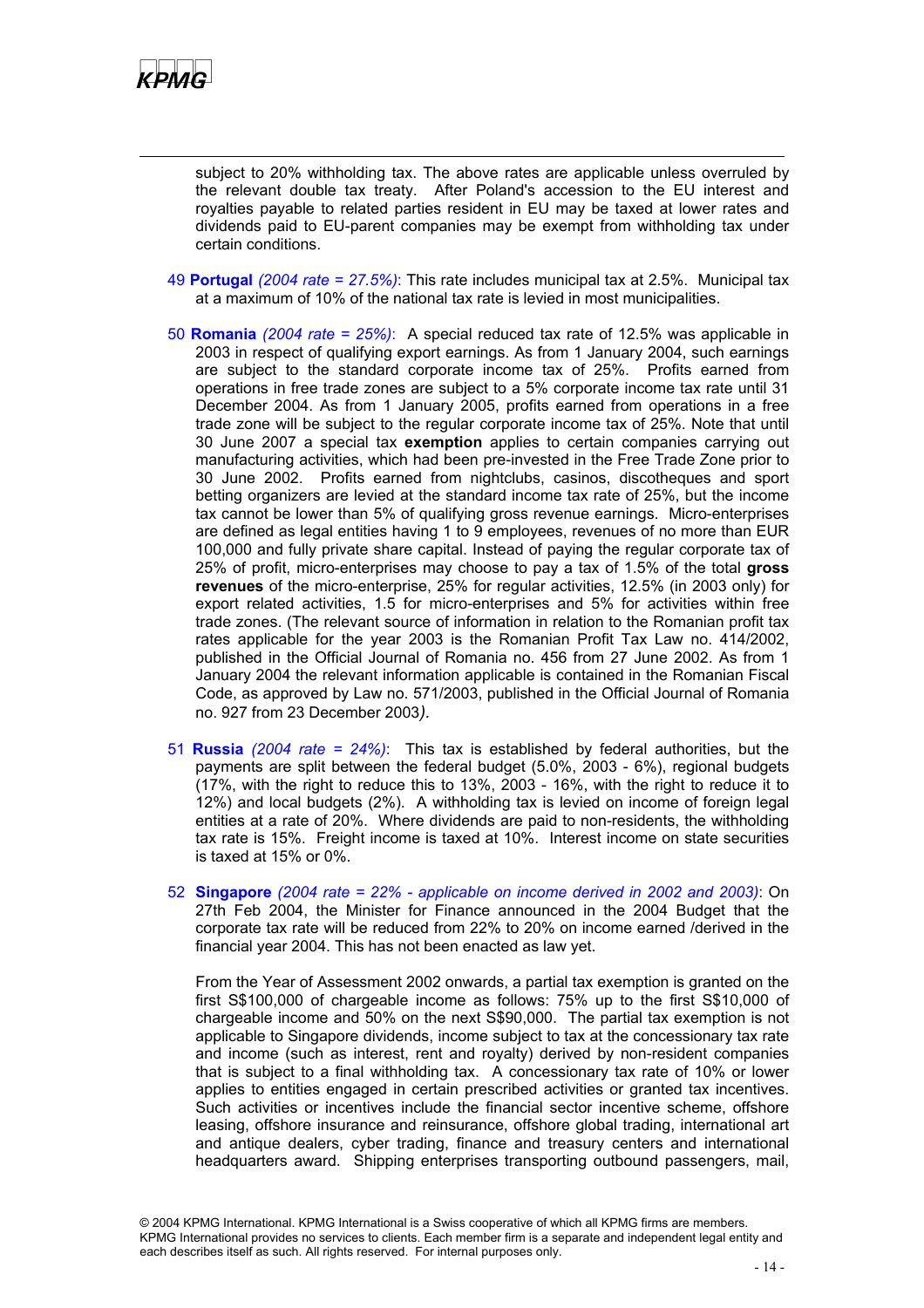subject to 20% withholding tax. The above rates are applicable unless overruled by the relevant double tax treaty. After Poland's accession to the EU interest and royalties payable to related parties resident in EU may be taxed at lower rates and dividends paid to EU-parent companies may be exempt from withholding tax under certain conditions.

49 **Portugal** *(2004 rate = 27.5%)*: This rate includes municipal tax at 2.5%. Municipal tax at a maximum of 10% of the national tax rate is levied in most municipalities.

50 **Romania** *(2004 rate = 25%)*: A special reduced tax rate of 12.5% was applicable in 2003 in respect of qualifying export earnings. As from 1 January 2004, such earnings are subject to the standard corporate income tax of 25%. Profits earned from operations in free trade zones are subject to a 5% corporate income tax rate until 31 December 2004. As from 1 January 2005, profits earned from operations in a free trade zone will be subject to the regular corporate income tax of 25%. Note that until 30 June 2007 a special tax **exemption** applies to certain companies carrying out manufacturing activities, which had been pre-invested in the Free Trade Zone prior to 30 June 2002. Profits earned from nightclubs, casinos, discotheques and sport betting organizers are levied at the standard income tax rate of 25%, but the income tax cannot be lower than 5% of qualifying gross revenue earnings. Micro-enterprises are defined as legal entities having 1 to 9 employees, revenues of no more than EUR 100,000 and fully private share capital. Instead of paying the regular corporate tax of 25% of profit, micro-enterprises may choose to pay a tax of 1.5% of the total **gross revenues** of the micro-enterprise, 25% for regular activities, 12.5% (in 2003 only) for export related activities, 1.5 for micro-enterprises and 5% for activities within free trade zones. (The relevant source of information in relation to the Romanian profit tax rates applicable for the year 2003 is the Romanian Profit Tax Law no. 414/2002, published in the Official Journal of Romania no. 456 from 27 June 2002. As from 1 January 2004 the relevant information applicable is contained in the Romanian Fiscal Code, as approved by Law no. 571/2003, published in the Official Journal of Romania no. 927 from 23 December 2003*)*.

51 **Russia** *(2004 rate = 24%)*: This tax is established by federal authorities, but the payments are split between the federal budget (5.0%, 2003 - 6%), regional budgets (17%, with the right to reduce this to 13%, 2003 - 16%, with the right to reduce it to 12%) and local budgets (2%). A withholding tax is levied on income of foreign legal entities at a rate of 20%. Where dividends are paid to non-residents, the withholding tax rate is 15%. Freight income is taxed at 10%. Interest income on state securities is taxed at 15% or 0%.

52 **Singapore** *(2004 rate = 22% - applicable on income derived in 2002 and 2003)*: On 27th Feb 2004, the Minister for Finance announced in the 2004 Budget that the corporate tax rate will be reduced from 22% to 20% on income earned /derived in the financial year 2004. This has not been enacted as law yet.

From the Year of Assessment 2002 onwards, a partial tax exemption is granted on the first S$100,000 of chargeable income as follows: 75% up to the first S$10,000 of chargeable income and 50% on the next S$90,000. The partial tax exemption is not applicable to Singapore dividends, income subject to tax at the concessionary tax rate and income (such as interest, rent and royalty) derived by non-resident companies that is subject to a final withholding tax. A concessionary tax rate of 10% or lower applies to entities engaged in certain prescribed activities or granted tax incentives. Such activities or incentives include the financial sector incentive scheme, offshore leasing, offshore insurance and reinsurance, offshore global trading, international art and antique dealers, cyber trading, finance and treasury centers and international headquarters award. Shipping enterprises transporting outbound passengers, mail,

© 2004 KPMG International. KPMG International is a Swiss cooperative of which all KPMG firms are members. KPMG International provides no services to clients. Each member firm is a separate and independent legal entity and each describes itself as such. All rights reserved. For internal purposes only.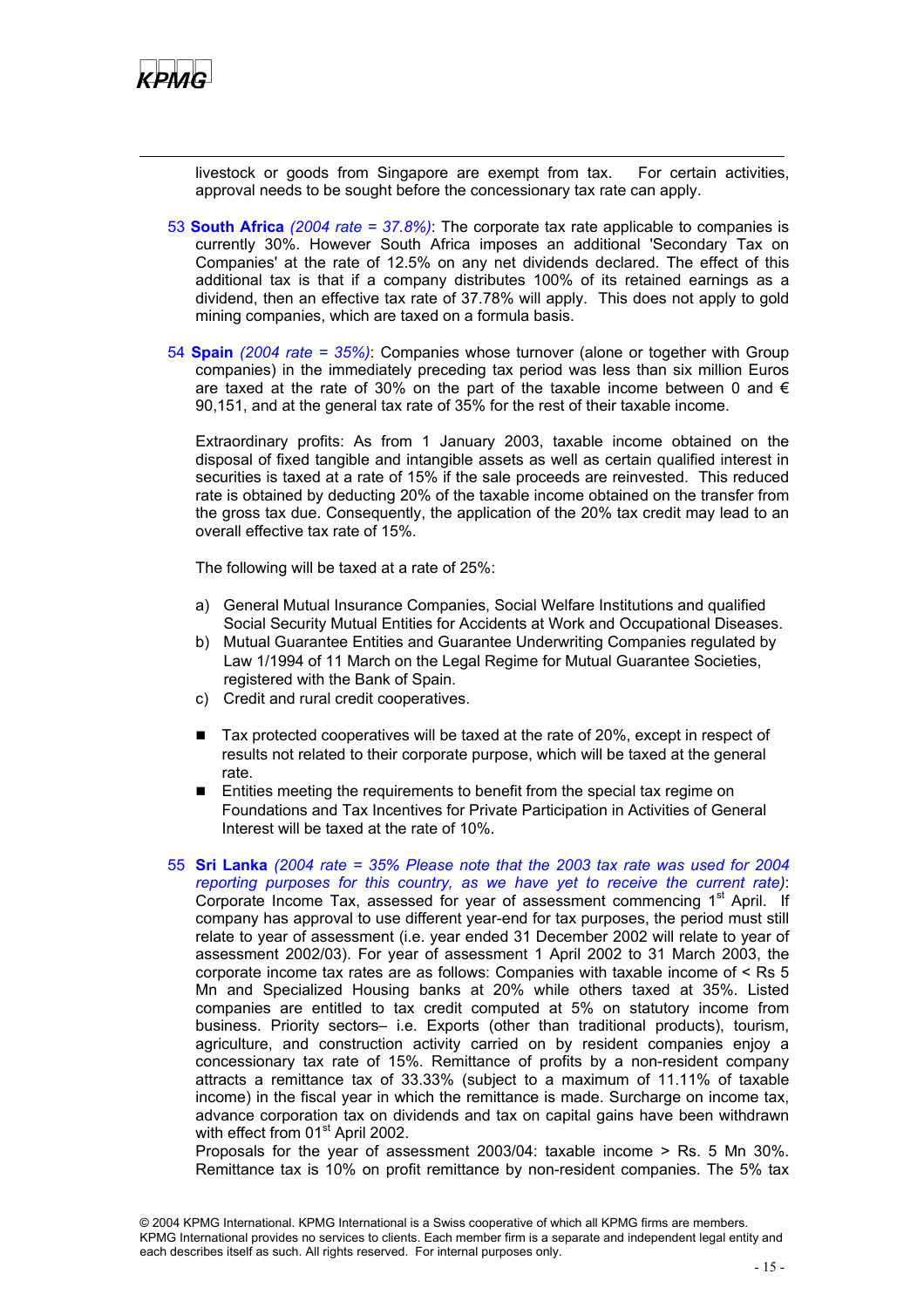livestock or goods from Singapore are exempt from tax. For certain activities, approval needs to be sought before the concessionary tax rate can apply.

53 **South Africa** *(2004 rate = 37.8%)*: The corporate tax rate applicable to companies is currently 30%. However South Africa imposes an additional 'Secondary Tax on Companies' at the rate of 12.5% on any net dividends declared. The effect of this additional tax is that if a company distributes 100% of its retained earnings as a dividend, then an effective tax rate of 37.78% will apply. This does not apply to gold mining companies, which are taxed on a formula basis.

54 **Spain** *(2004 rate = 35%)*: Companies whose turnover (alone or together with Group companies) in the immediately preceding tax period was less than six million Euros are taxed at the rate of 30% on the part of the taxable income between 0 and € 90,151, and at the general tax rate of 35% for the rest of their taxable income.

Extraordinary profits: As from 1 January 2003, taxable income obtained on the disposal of fixed tangible and intangible assets as well as certain qualified interest in securities is taxed at a rate of 15% if the sale proceeds are reinvested. This reduced rate is obtained by deducting 20% of the taxable income obtained on the transfer from the gross tax due. Consequently, the application of the 20% tax credit may lead to an overall effective tax rate of 15%.

The following will be taxed at a rate of 25%:

a) General Mutual Insurance Companies, Social Welfare Institutions and qualified Social Security Mutual Entities for Accidents at Work and Occupational Diseases.
b) Mutual Guarantee Entities and Guarantee Underwriting Companies regulated by Law 1/1994 of 11 March on the Legal Regime for Mutual Guarantee Societies, registered with the Bank of Spain.
c) Credit and rural credit cooperatives.

- Tax protected cooperatives will be taxed at the rate of 20%, except in respect of results not related to their corporate purpose, which will be taxed at the general rate.
- Entities meeting the requirements to benefit from the special tax regime on Foundations and Tax Incentives for Private Participation in Activities of General Interest will be taxed at the rate of 10%.

55 **Sri Lanka** *(2004 rate = 35% Please note that the 2003 tax rate was used for 2004 reporting purposes for this country, as we yet to receive the current rate)*: Corporate Income Tax, assessed for year of assessment commencing 1st April. If company has approval to use different year-end for tax purposes, the period must still relate to year of assessment (i.e. year ended 31 December 2002 will relate to year of assessment 2002/03). For year of assessment 1 April 2002 to 31 March 2003, the corporate income tax rates are as follows: Companies with taxable income of < Rs 5 Mn and Specialized Housing banks at 20% while others taxed at 35%. Listed companies are entitled to tax credit computed at 5% on statutory income from business. Priority sectors– i.e. Exports (other than traditional products), tourism, agriculture, and construction activity carried on by resident companies enjoy a concessionary tax rate of 15%. Remittance of profits by a non-resident company attracts a remittance tax of 33.33% (subject to a maximum of 11.11% of taxable income) in the fiscal year in which the remittance is made. Surcharge on income tax, advance corporation tax on dividends and tax on capital gains have been withdrawn with effect from 01st April 2002.

Proposals for the year of assessment 2003/04: taxable income > Rs. 5 Mn 30%. Remittance tax is 10% on profit remittance by non-resident companies. The 5% tax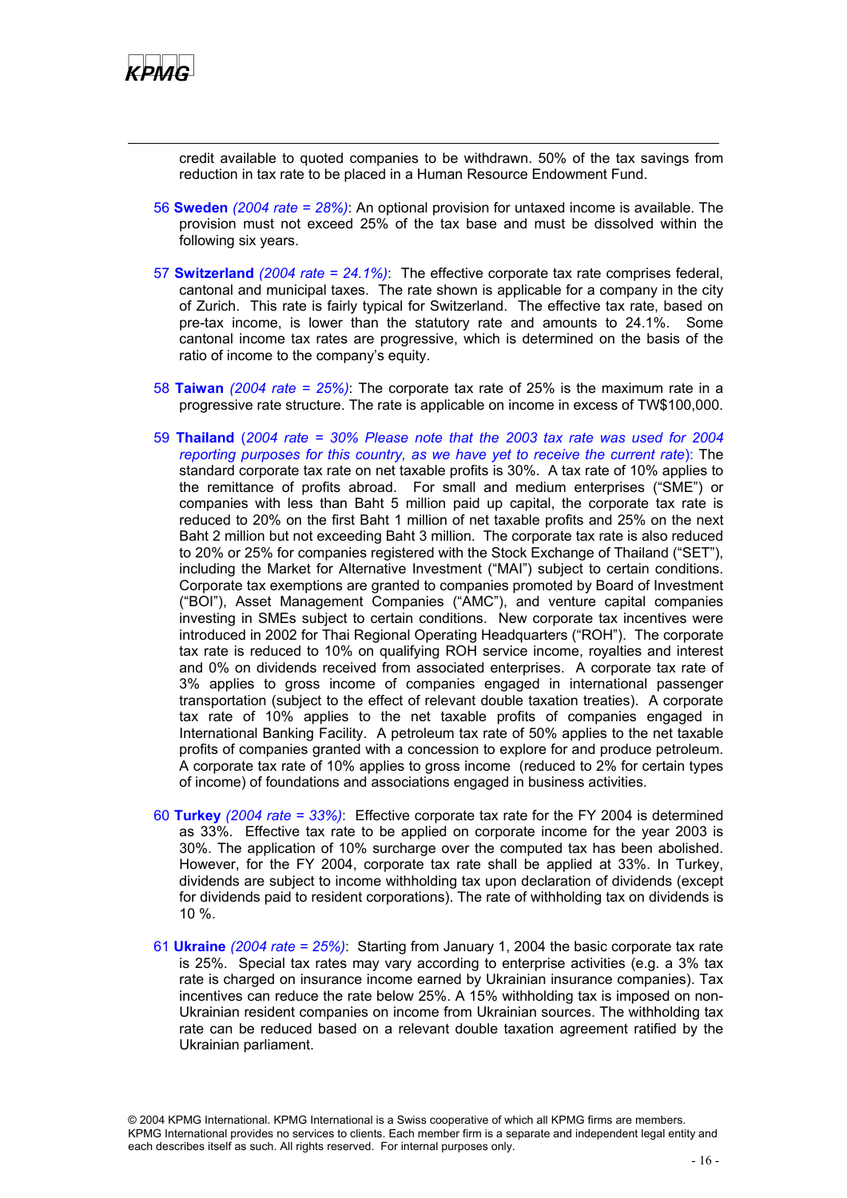credit available to quoted companies to be withdrawn. 50% of the tax savings from reduction in tax rate to be placed in a Human Resource Endowment Fund.

56 **Sweden** *(2004 rate = 28%)*: An optional provision for untaxed income is available. The provision must not exceed 25% of the tax base and must be dissolved within the following six years.

57 **Switzerland** *(2004 rate = 24.1%)*: The effective corporate tax rate comprises federal, cantonal and municipal taxes. The rate shown is applicable for a company in the city of Zurich. This rate is fairly typical for Switzerland. The effective tax rate, based on pre-tax income, is lower than the statutory rate and amounts to 24.1%. Some cantonal income tax rates are progressive, which is determined on the basis of the ratio of income to the company's equity.

58 **Taiwan** *(2004 rate = 25%)*: The corporate tax rate of 25% is the maximum rate in a progressive rate structure. The rate is applicable on income in excess of TW$100,000.

59 **Thailand** (*2004 rate = 30% Please note that the 2003 tax rate was used for 2004 reporting purposes for this country, as we have yet to receive the current rate*): The standard corporate tax rate on net taxable profits is 30%. A tax rate of 10% applies to the remittance of profits abroad. For small and medium enterprises ("SME") or companies with less than Baht 5 million paid up capital, the corporate tax rate is reduced to 20% on the first Baht 1 million of net taxable profits and 25% on the next Baht 2 million but not exceeding Baht 3 million. The corporate tax rate is also reduced to 20% or 25% for companies registered with the Stock Exchange of Thailand ("SET"), including the Market for Alternative Investment ("MAI") subject to certain conditions. Corporate tax exemptions are granted to companies promoted by Board of Investment ("BOI"), Asset Management Companies ("AMC"), and venture capital companies investing in SMEs subject to certain conditions. New corporate tax incentives were introduced in 2002 for Thai Regional Operating Headquarters ("ROH"). The corporate tax rate is reduced to 10% on qualifying ROH service income, royalties and interest and 0% on dividends received from associated enterprises. A corporate tax rate of 3% applies to gross income of companies engaged in international passenger transportation (subject to the effect of relevant double taxation treaties). A corporate tax rate of 10% applies to the net taxable profits of companies engaged in International Banking Facility. A petroleum tax rate of 50% applies to the net taxable profits of companies granted with a concession to explore for and produce petroleum. A corporate tax rate of 10% applies to gross income (reduced to 2% for certain types of income) of foundations and associations engaged in business activities.

60 **Turkey** *(2004 rate = 33%)*: Effective corporate tax rate for the FY 2004 is determined as 33%. Effective tax rate to be applied on corporate income for the year 2003 is 30%. The application of 10% surcharge over the computed tax has been abolished. However, for the FY 2004, corporate tax rate shall be applied at 33%. In Turkey, dividends are subject to income withholding tax upon declaration of dividends (except for dividends paid to resident corporations). The rate of withholding tax on dividends is 10 %.

61 **Ukraine** *(2004 rate = 25%)*: Starting from January 1, 2004 the basic corporate tax rate is 25%. Special tax rates may vary according to enterprise activities (e.g. a 3% tax rate is charged on insurance income earned by Ukrainian insurance companies). Tax incentives can reduce the rate below 25%. A 15% withholding tax is imposed on non-Ukrainian resident companies on income from Ukrainian sources. The withholding tax rate can be reduced based on a relevant double taxation agreement ratified by the Ukrainian parliament.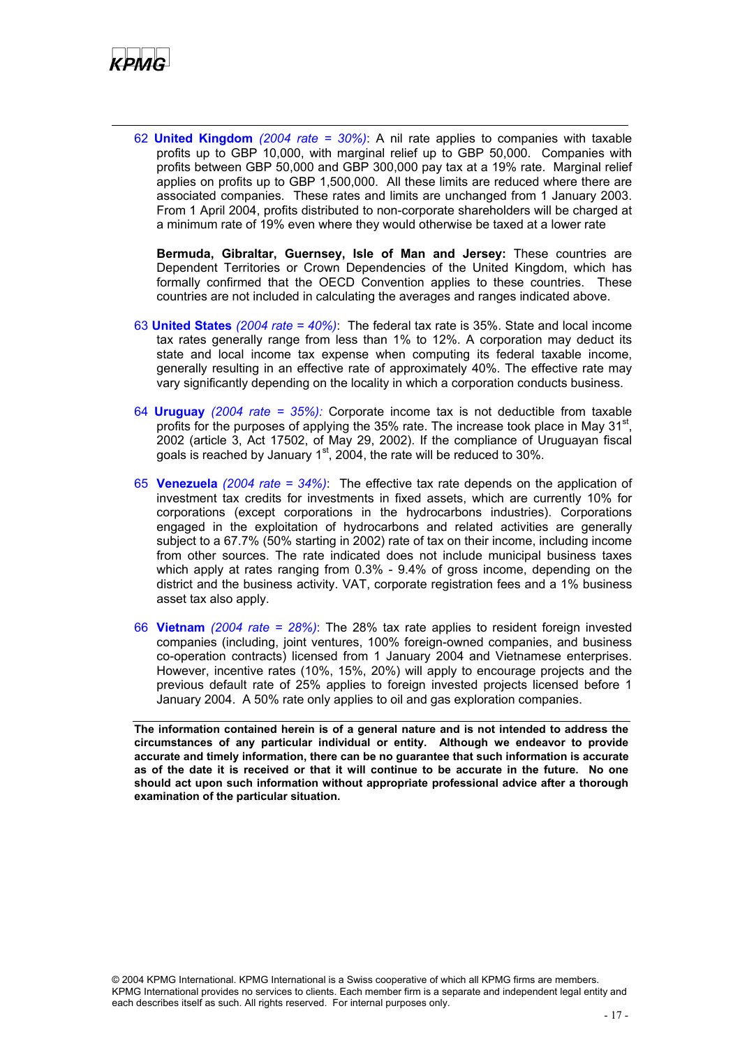62 **United Kingdom** *(2004 rate = 30%)*: A nil rate applies to companies with taxable profits up to GBP 10,000, with marginal relief up to GBP 50,000. Companies with profits between GBP 50,000 and GBP 300,000 pay tax at a 19% rate. Marginal relief applies on profits up to GBP 1,500,000. All these limits are reduced where there are associated companies. These rates and limits are unchanged from 1 January 2003. From 1 April 2004, profits distributed to non-corporate shareholders will be charged at a minimum rate of 19% even where they would otherwise be taxed at a lower rate

**Bermuda, Gibraltar, Guernsey, Isle of Man and Jersey:** These countries are Dependent Territories or Crown Dependencies of the United Kingdom, which has formally confirmed that the OECD Convention applies to these countries. These countries are not included in calculating the averages and ranges indicated above.

63 **United States** *(2004 rate = 40%)*: The federal tax rate is 35%. State and local income tax rates generally range from less than 1% to 12%. A corporation may deduct its state and local income tax expense when computing its federal taxable income, generally resulting in an effective rate of approximately 40%. The effective rate may vary significantly depending on the locality in which a corporation conducts business.

64 **Uruguay** *(2004 rate = 35%):* Corporate income tax is not deductible from taxable profits for the purposes of applying the 35% rate. The increase took place in May 31st, 2002 (article 3, Act 17502, of May 29, 2002). If the compliance of Uruguayan fiscal goals is reached by January 1st, 2004, the rate will be reduced to 30%.

65 **Venezuela** *(2004 rate = 34%)*: The effective tax rate depends on the application of investment tax credits for investments in fixed assets, which are currently 10% for corporations (except corporations in the hydrocarbons industries). Corporations engaged in the exploitation of hydrocarbons and related activities are generally subject to a 67.7% (50% starting in 2002) rate of tax on their income, including income from other sources. The rate indicated does not include municipal business taxes which apply at rates ranging from 0.3% - 9.4% of gross income, depending on the district and the business activity. VAT, corporate registration fees and a 1% business asset tax also apply.

66 **Vietnam** *(2004 rate = 28%)*: The 28% tax rate applies to resident foreign invested companies (including, joint ventures, 100% foreign-owned companies, and business co-operation contracts) licensed from 1 January 2004 and Vietnamese enterprises. However, incentive rates (10%, 15%, 20%) will apply to encourage projects and the previous default rate of 25% applies to foreign invested projects licensed before 1 January 2004. A 50% rate only applies to oil and gas exploration companies.

**The information contained herein is of a general nature and is not intended to address the circumstances of any particular individual or entity. Although we endeavor to provide accurate and timely information, there can be no guarantee that such information is accurate as of the date it is received or that it will continue to be accurate in the future. No one should act upon such information without appropriate professional advice after a thorough examination of the particular situation.**

© 2004 KPMG International. KPMG International is a Swiss cooperative of which all KPMG firms are members. KPMG International provides no services to clients. Each member firm is a separate and independent legal entity and each describes itself as such. All rights reserved. For internal purposes only.